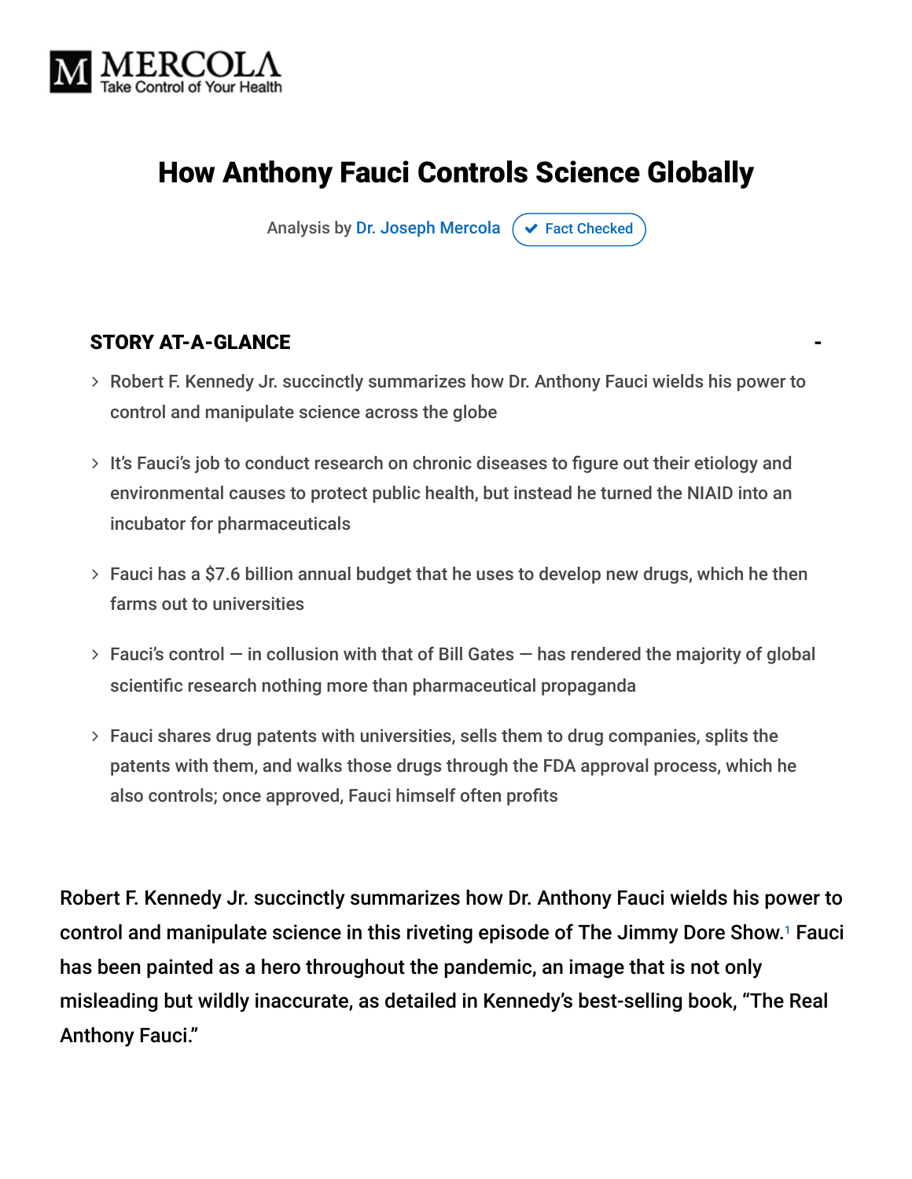MERCOLA
Take Control of Your Health

# How Anthony Fauci Controls Science Globally

Analysis by Dr. Joseph Mercola ✔ Fact Checked

## STORY AT-A-GLANCE

- Robert F. Kennedy Jr. succinctly summarizes how Dr. Anthony Fauci wields his power to control and manipulate science across the globe
- It's Fauci's job to conduct research on chronic diseases to figure out their etiology and environmental causes to protect public health, but instead he turned the NIAID into an incubator for pharmaceuticals
- Fauci has a $7.6 billion annual budget that he uses to develop new drugs, which he then farms out to universities
- Fauci's control — in collusion with that of Bill Gates — has rendered the majority of global scientific research nothing more than pharmaceutical propaganda
- Fauci shares drug patents with universities, sells them to drug companies, splits the patents with them, and walks those drugs through the FDA approval process, which he also controls; once approved, Fauci himself often profits

Robert F. Kennedy Jr. succinctly summarizes how Dr. Anthony Fauci wields his power to control and manipulate science in this riveting episode of The Jimmy Dore Show.[1] Fauci has been painted as a hero throughout the pandemic, an image that is not only misleading but wildly inaccurate, as detailed in Kennedy's best-selling book, "The Real Anthony Fauci."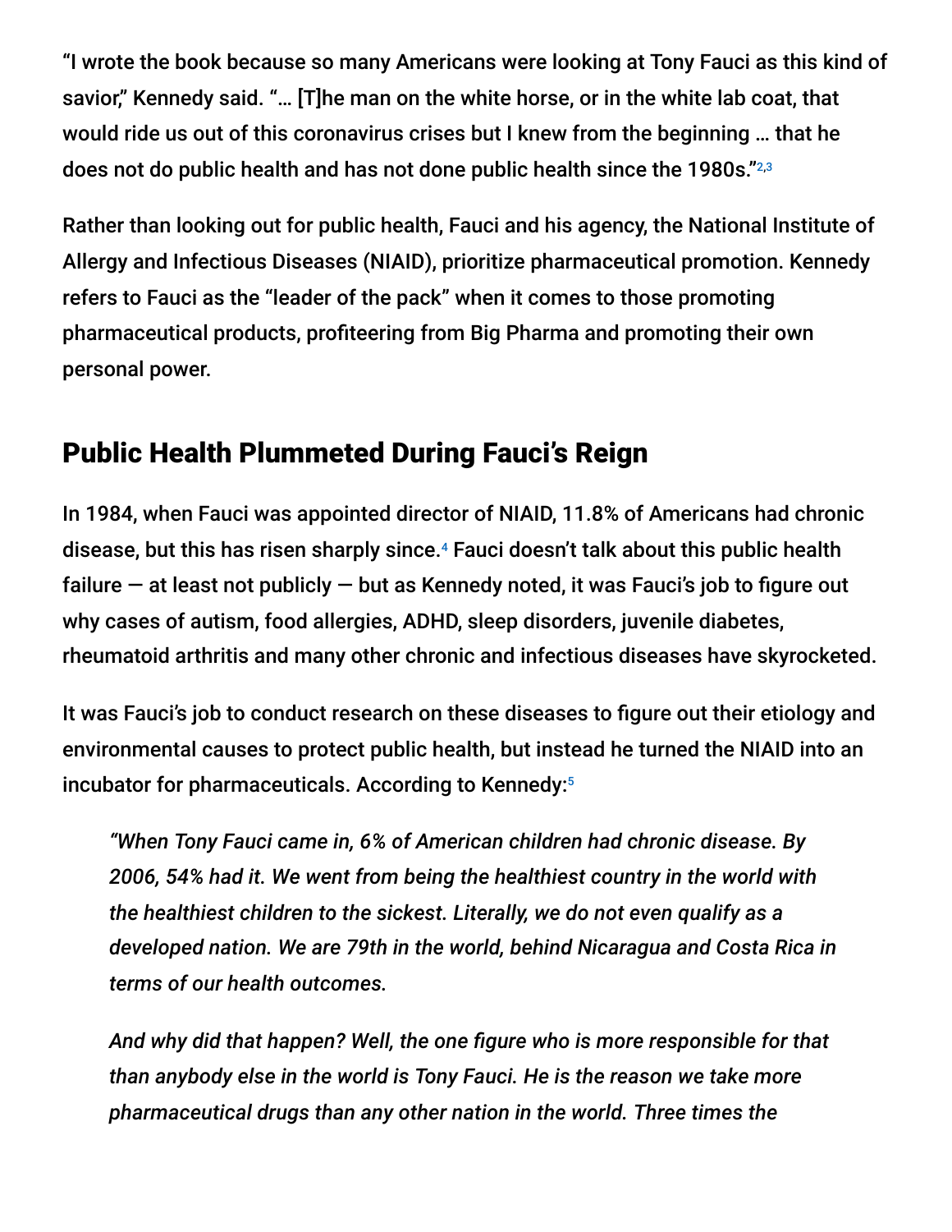"I wrote the book because so many Americans were looking at Tony Fauci as this kind of savior," Kennedy said. "… [T]he man on the white horse, or in the white lab coat, that would ride us out of this coronavirus crises but I knew from the beginning … that he does not do public health and has not done public health since the 1980s."[2,3]

Rather than looking out for public health, Fauci and his agency, the National Institute of Allergy and Infectious Diseases (NIAID), prioritize pharmaceutical promotion. Kennedy refers to Fauci as the "leader of the pack" when it comes to those promoting pharmaceutical products, profiteering from Big Pharma and promoting their own personal power.

## Public Health Plummeted During Fauci's Reign

In 1984, when Fauci was appointed director of NIAID, 11.8% of Americans had chronic disease, but this has risen sharply since.[4] Fauci doesn't talk about this public health failure — at least not publicly — but as Kennedy noted, it was Fauci's job to figure out why cases of autism, food allergies, ADHD, sleep disorders, juvenile diabetes, rheumatoid arthritis and many other chronic and infectious diseases have skyrocketed.

It was Fauci's job to conduct research on these diseases to figure out their etiology and environmental causes to protect public health, but instead he turned the NIAID into an incubator for pharmaceuticals. According to Kennedy:[5]

> *"When Tony Fauci came in, 6% of American children had chronic disease. By 2006, 54% had it. We went from being the healthiest country in the world with the healthiest children to the sickest. Literally, we do not even qualify as a developed nation. We are 79th in the world, behind Nicaragua and Costa Rica in terms of our health outcomes.*
>
> *And why did that happen? Well, the one figure who is more responsible for that than anybody else in the world is Tony Fauci. He is the reason we take more pharmaceutical drugs than any other nation in the world. Three times the*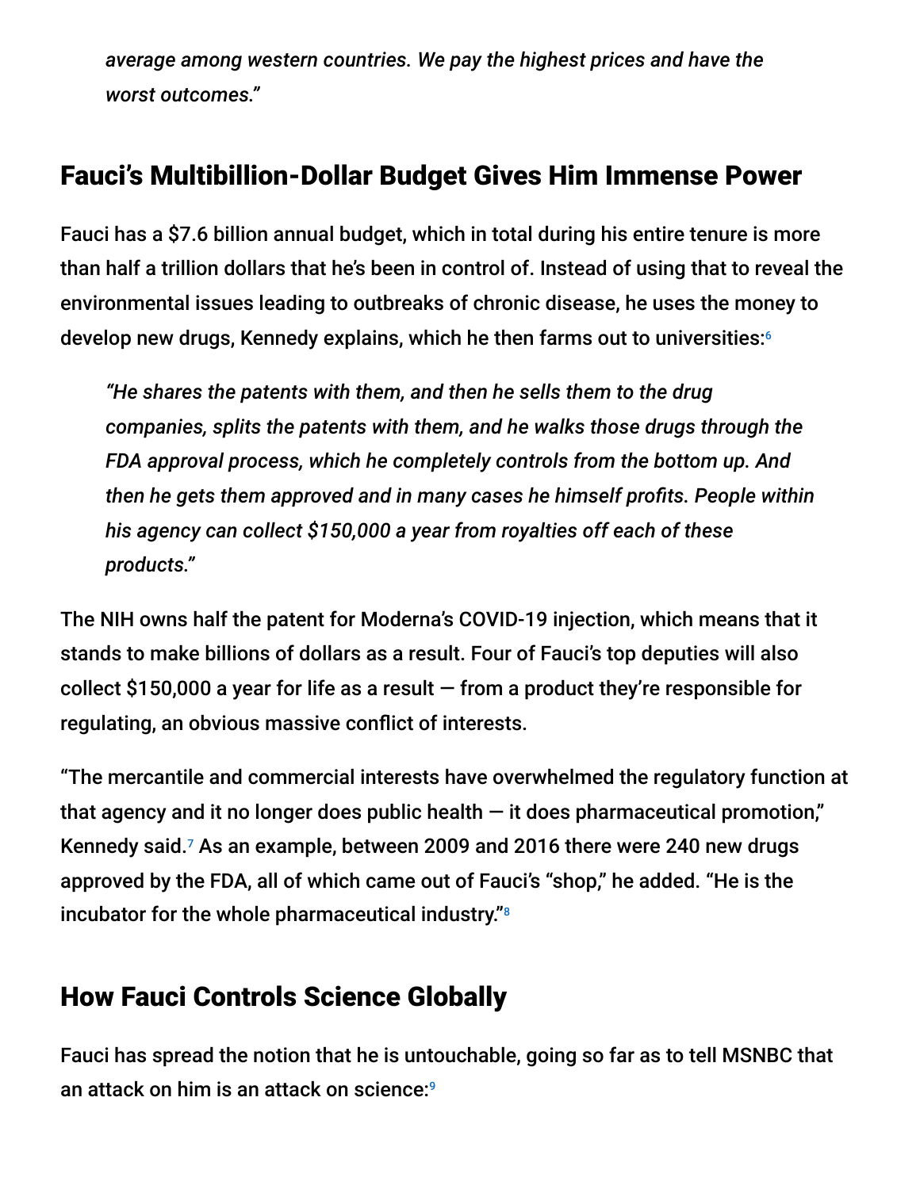*average among western countries. We pay the highest prices and have the worst outcomes."*

## Fauci's Multibillion-Dollar Budget Gives Him Immense Power

Fauci has a $7.6 billion annual budget, which in total during his entire tenure is more than half a trillion dollars that he's been in control of. Instead of using that to reveal the environmental issues leading to outbreaks of chronic disease, he uses the money to develop new drugs, Kennedy explains, which he then farms out to universities:[6]

> *"He shares the patents with them, and then he sells them to the drug companies, splits the patents with them, and he walks those drugs through the FDA approval process, which he completely controls from the bottom up. And then he gets them approved and in many cases he himself profits. People within his agency can collect $150,000 a year from royalties off each of these products."*

The NIH owns half the patent for Moderna's COVID-19 injection, which means that it stands to make billions of dollars as a result. Four of Fauci's top deputies will also collect $150,000 a year for life as a result — from a product they're responsible for regulating, an obvious massive conflict of interests.

"The mercantile and commercial interests have overwhelmed the regulatory function at that agency and it no longer does public health — it does pharmaceutical promotion," Kennedy said.[7] As an example, between 2009 and 2016 there were 240 new drugs approved by the FDA, all of which came out of Fauci's "shop," he added. "He is the incubator for the whole pharmaceutical industry."[8]

## How Fauci Controls Science Globally

Fauci has spread the notion that he is untouchable, going so far as to tell MSNBC that an attack on him is an attack on science:[9]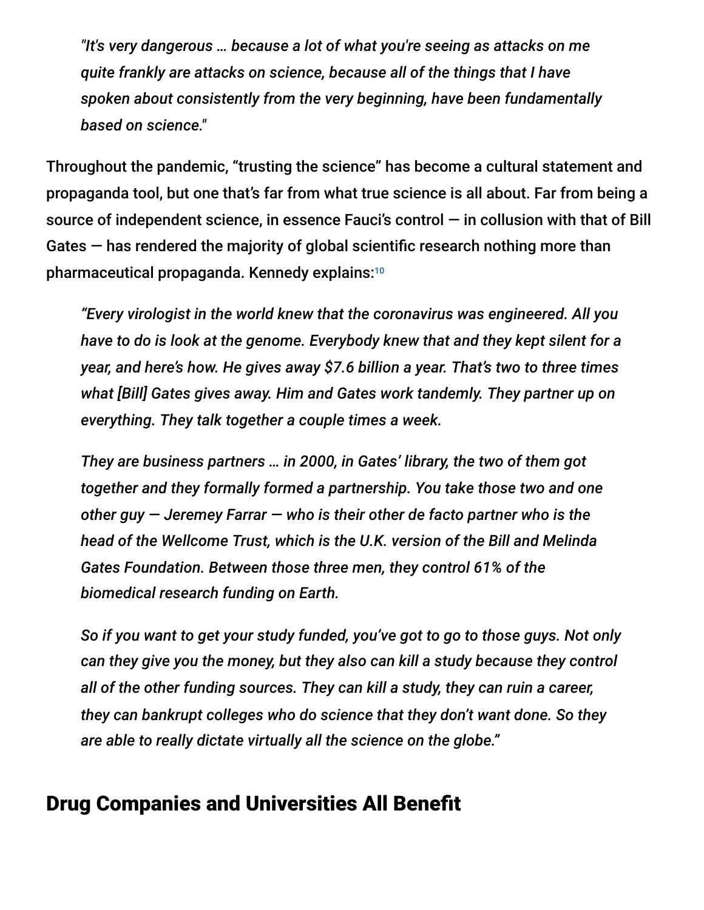> *"It's very dangerous … because a lot of what you're seeing as attacks on me quite frankly are attacks on science, because all of the things that I have spoken about consistently from the very beginning, have been fundamentally based on science."*

Throughout the pandemic, "trusting the science" has become a cultural statement and propaganda tool, but one that's far from what true science is all about. Far from being a source of independent science, in essence Fauci's control — in collusion with that of Bill Gates — has rendered the majority of global scientific research nothing more than pharmaceutical propaganda. Kennedy explains:[10]

> *"Every virologist in the world knew that the coronavirus was engineered. All you have to do is look at the genome. Everybody knew that and they kept silent for a year, and here's how. He gives away $7.6 billion a year. That's two to three times what [Bill] Gates gives away. Him and Gates work tandemly. They partner up on everything. They talk together a couple times a week.*
>
> *They are business partners … in 2000, in Gates' library, the two of them got together and they formally formed a partnership. You take those two and one other guy — Jeremey Farrar — who is their other de facto partner who is the head of the Wellcome Trust, which is the U.K. version of the Bill and Melinda Gates Foundation. Between those three men, they control 61% of the biomedical research funding on Earth.*
>
> *So if you want to get your study funded, you've got to go to those guys. Not only can they give you the money, but they also can kill a study because they control all of the other funding sources. They can kill a study, they can ruin a career, they can bankrupt colleges who do science that they don't want done. So they are able to really dictate virtually all the science on the globe."*

## Drug Companies and Universities All Benefit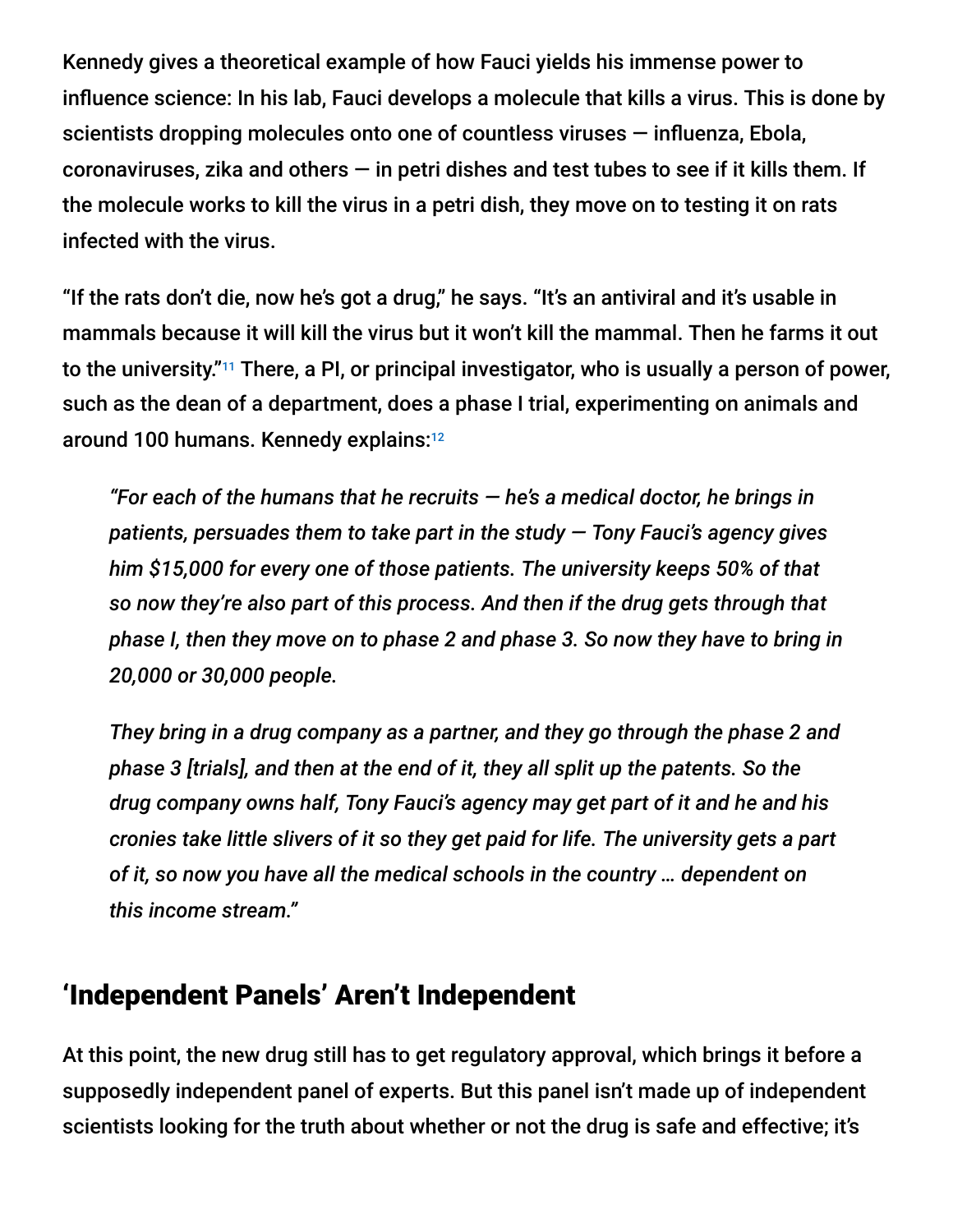Kennedy gives a theoretical example of how Fauci yields his immense power to influence science: In his lab, Fauci develops a molecule that kills a virus. This is done by scientists dropping molecules onto one of countless viruses — influenza, Ebola, coronaviruses, zika and others — in petri dishes and test tubes to see if it kills them. If the molecule works to kill the virus in a petri dish, they move on to testing it on rats infected with the virus.

"If the rats don't die, now he's got a drug," he says. "It's an antiviral and it's usable in mammals because it will kill the virus but it won't kill the mammal. Then he farms it out to the university."[11] There, a PI, or principal investigator, who is usually a person of power, such as the dean of a department, does a phase I trial, experimenting on animals and around 100 humans. Kennedy explains:[12]

> *"For each of the humans that he recruits — he's a medical doctor, he brings in patients, persuades them to take part in the study — Tony Fauci's agency gives him $15,000 for every one of those patients. The university keeps 50% of that so now they're also part of this process. And then if the drug gets through that phase I, then they move on to phase 2 and phase 3. So now they have to bring in 20,000 or 30,000 people.*
>
> *They bring in a drug company as a partner, and they go through the phase 2 and phase 3 [trials], and then at the end of it, they all split up the patents. So the drug company owns half, Tony Fauci's agency may get part of it and he and his cronies take little slivers of it so they get paid for life. The university gets a part of it, so now you have all the medical schools in the country … dependent on this income stream."*

## 'Independent Panels' Aren't Independent

At this point, the new drug still has to get regulatory approval, which brings it before a supposedly independent panel of experts. But this panel isn't made up of independent scientists looking for the truth about whether or not the drug is safe and effective; it's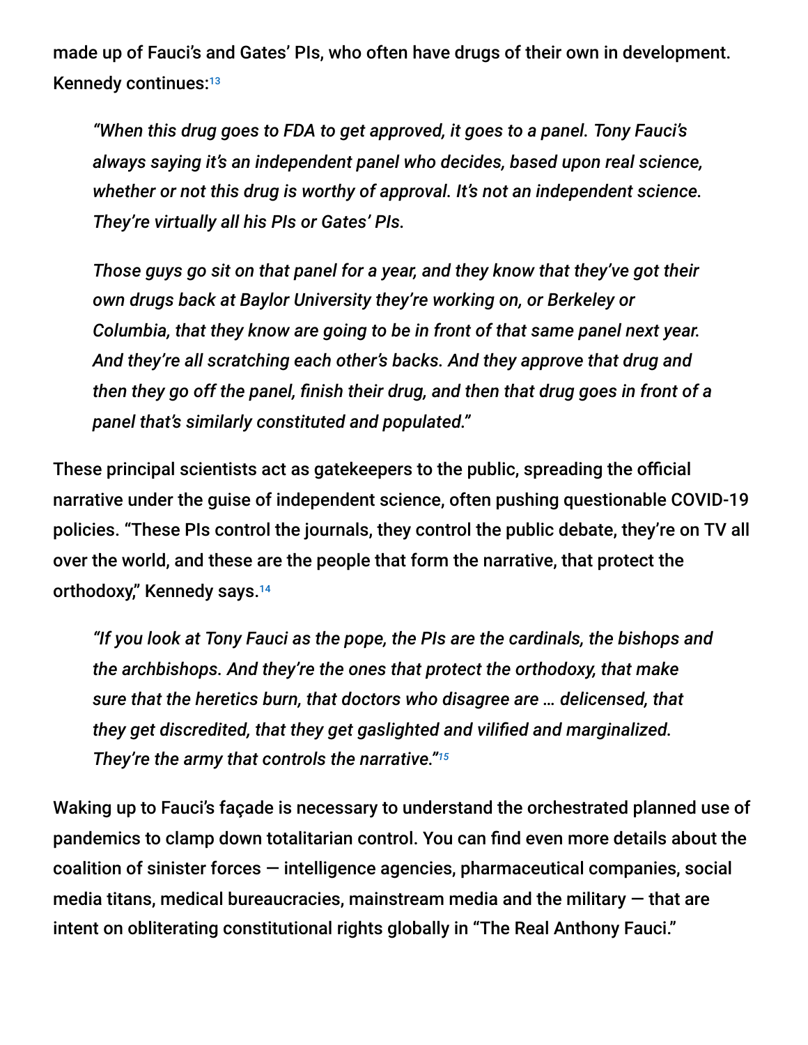made up of Fauci's and Gates' PIs, who often have drugs of their own in development. Kennedy continues:[13]

> *"When this drug goes to FDA to get approved, it goes to a panel. Tony Fauci's always saying it's an independent panel who decides, based upon real science, whether or not this drug is worthy of approval. It's not an independent science. They're virtually all his PIs or Gates' PIs.*
>
> *Those guys go sit on that panel for a year, and they know that they've got their own drugs back at Baylor University they're working on, or Berkeley or Columbia, that they know are going to be in front of that same panel next year. And they're all scratching each other's backs. And they approve that drug and then they go off the panel, finish their drug, and then that drug goes in front of a panel that's similarly constituted and populated."*

These principal scientists act as gatekeepers to the public, spreading the official narrative under the guise of independent science, often pushing questionable COVID-19 policies. "These PIs control the journals, they control the public debate, they're on TV all over the world, and these are the people that form the narrative, that protect the orthodoxy," Kennedy says.[14]

> *"If you look at Tony Fauci as the pope, the PIs are the cardinals, the bishops and the archbishops. And they're the ones that protect the orthodoxy, that make sure that the heretics burn, that doctors who disagree are … delicensed, that they get discredited, that they get gaslighted and vilified and marginalized. They're the army that controls the narrative."*[15]

Waking up to Fauci's façade is necessary to understand the orchestrated planned use of pandemics to clamp down totalitarian control. You can find even more details about the coalition of sinister forces — intelligence agencies, pharmaceutical companies, social media titans, medical bureaucracies, mainstream media and the military — that are intent on obliterating constitutional rights globally in "The Real Anthony Fauci."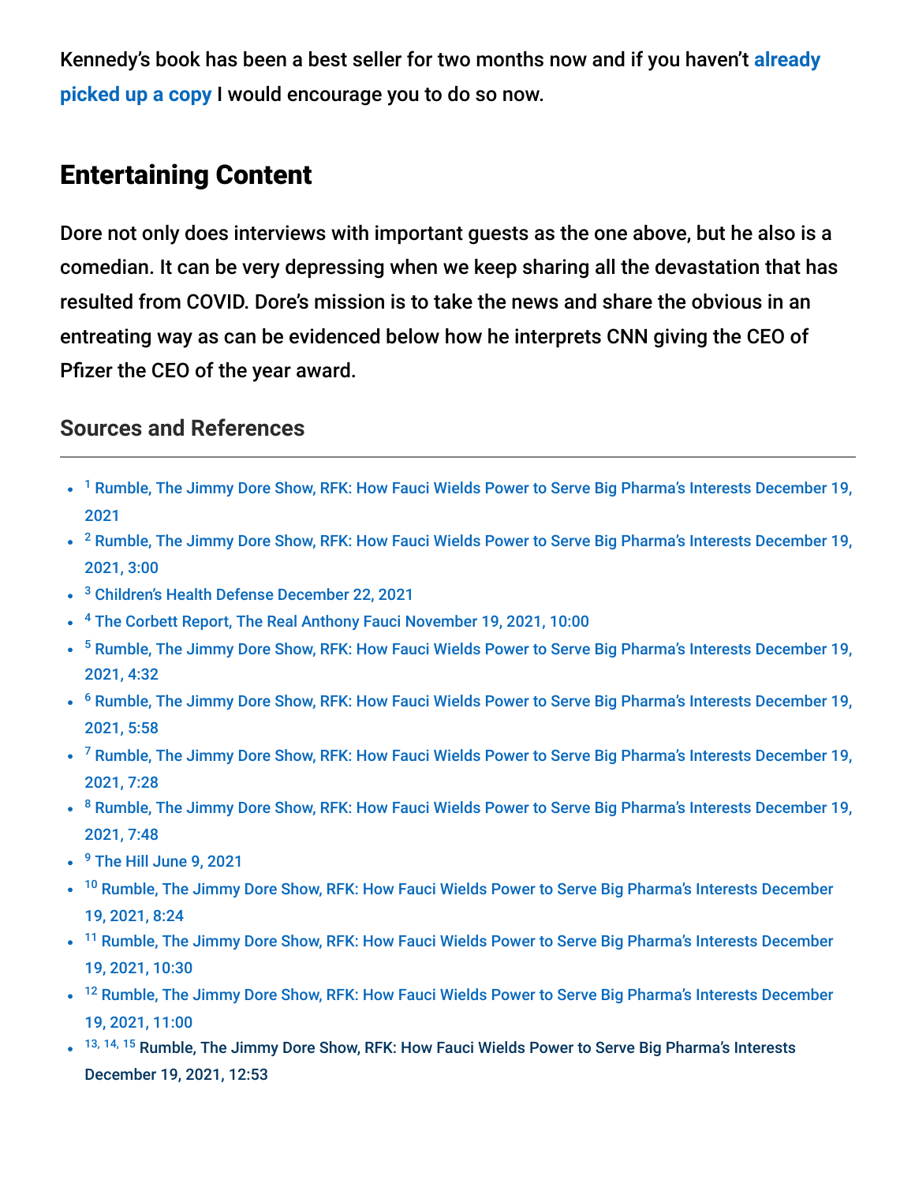Kennedy's book has been a best seller for two months now and if you haven't **already picked up a copy** I would encourage you to do so now.

## Entertaining Content

Dore not only does interviews with important guests as the one above, but he also is a comedian. It can be very depressing when we keep sharing all the devastation that has resulted from COVID. Dore's mission is to take the news and share the obvious in an entreating way as can be evidenced below how he interprets CNN giving the CEO of Pfizer the CEO of the year award.

### Sources and References

- [1] Rumble, The Jimmy Dore Show, RFK: How Fauci Wields Power to Serve Big Pharma's Interests December 19, 2021
- [2] Rumble, The Jimmy Dore Show, RFK: How Fauci Wields Power to Serve Big Pharma's Interests December 19, 2021, 3:00
- [3] Children's Health Defense December 22, 2021
- [4] The Corbett Report, The Real Anthony Fauci November 19, 2021, 10:00
- [5] Rumble, The Jimmy Dore Show, RFK: How Fauci Wields Power to Serve Big Pharma's Interests December 19, 2021, 4:32
- [6] Rumble, The Jimmy Dore Show, RFK: How Fauci Wields Power to Serve Big Pharma's Interests December 19, 2021, 5:58
- [7] Rumble, The Jimmy Dore Show, RFK: How Fauci Wields Power to Serve Big Pharma's Interests December 19, 2021, 7:28
- [8] Rumble, The Jimmy Dore Show, RFK: How Fauci Wields Power to Serve Big Pharma's Interests December 19, 2021, 7:48
- [9] The Hill June 9, 2021
- [10] Rumble, The Jimmy Dore Show, RFK: How Fauci Wields Power to Serve Big Pharma's Interests December 19, 2021, 8:24
- [11] Rumble, The Jimmy Dore Show, RFK: How Fauci Wields Power to Serve Big Pharma's Interests December 19, 2021, 10:30
- [12] Rumble, The Jimmy Dore Show, RFK: How Fauci Wields Power to Serve Big Pharma's Interests December 19, 2021, 11:00
- [13, 14, 15] Rumble, The Jimmy Dore Show, RFK: How Fauci Wields Power to Serve Big Pharma's Interests December 19, 2021, 12:53